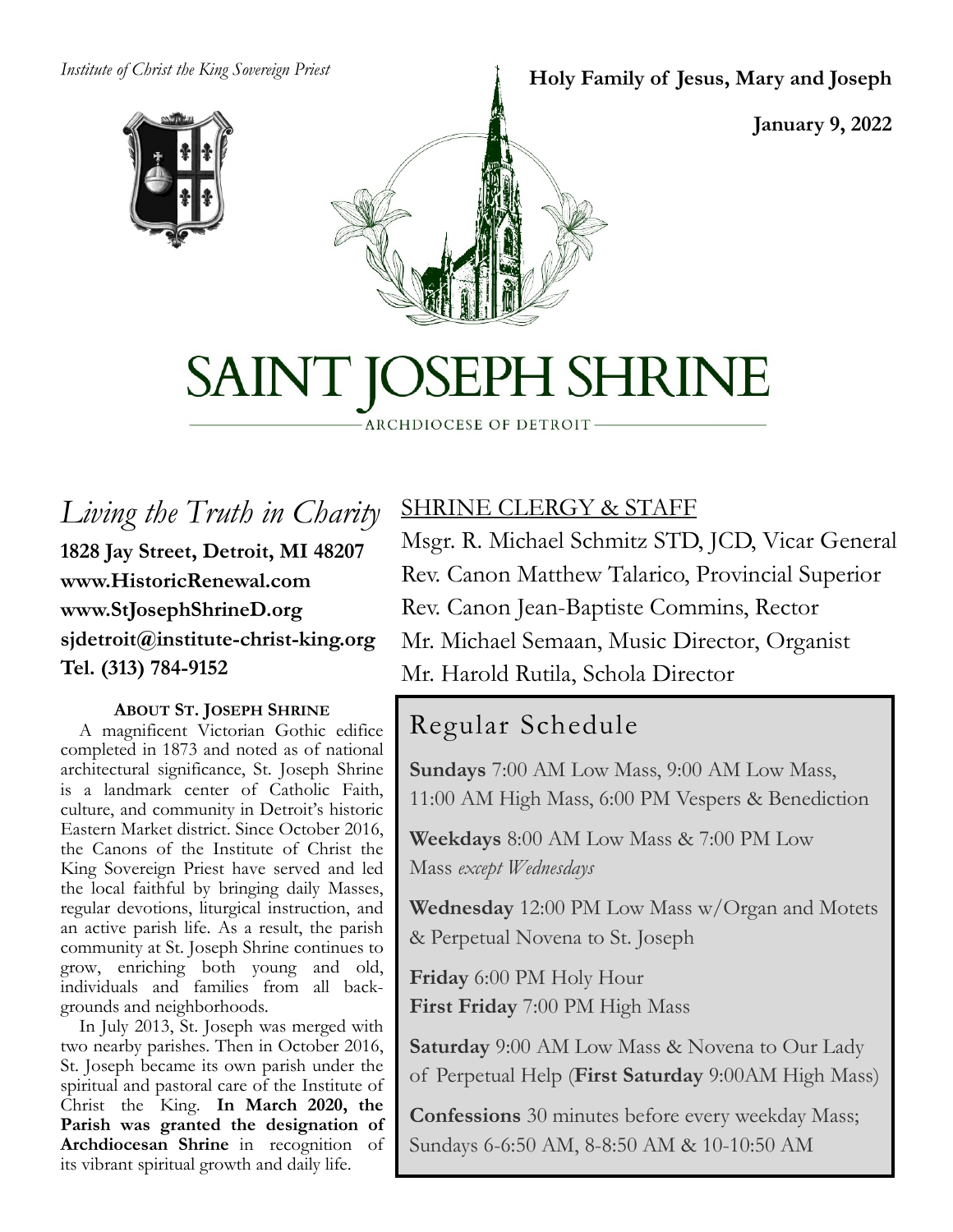*Institute of Christ the King Sovereign Priest*

**Holy Family of Jesus, Mary and Joseph**

**January 9, 2022**

# SAINT JOSEPH SHRINE

ARCHDIOCESE OF DETROIT

## *Living the Truth in Charity*

**1828 Jay Street, Detroit, MI 48207**
**www.HistoricRenewal.com**
**www.StJosephShrineD.org**
**sjdetroit@institute-christ-king.org**
**Tel. (313) 784-9152**

### ABOUT ST. JOSEPH SHRINE

A magnificent Victorian Gothic edifice completed in 1873 and noted as of national architectural significance, St. Joseph Shrine is a landmark center of Catholic Faith, culture, and community in Detroit's historic Eastern Market district. Since October 2016, the Canons of the Institute of Christ the King Sovereign Priest have served and led the local faithful by bringing daily Masses, regular devotions, liturgical instruction, and an active parish life. As a result, the parish community at St. Joseph Shrine continues to grow, enriching both young and old, individuals and families from all backgrounds and neighborhoods.

In July 2013, St. Joseph was merged with two nearby parishes. Then in October 2016, St. Joseph became its own parish under the spiritual and pastoral care of the Institute of Christ the King. **In March 2020, the Parish was granted the designation of Archdiocesan Shrine** in recognition of its vibrant spiritual growth and daily life.

## SHRINE CLERGY & STAFF

Msgr. R. Michael Schmitz STD, JCD, Vicar General
Rev. Canon Matthew Talarico, Provincial Superior
Rev. Canon Jean-Baptiste Commins, Rector
Mr. Michael Semaan, Music Director, Organist
Mr. Harold Rutila, Schola Director

## Regular Schedule

**Sundays** 7:00 AM Low Mass, 9:00 AM Low Mass, 11:00 AM High Mass, 6:00 PM Vespers & Benediction

**Weekdays** 8:00 AM Low Mass & 7:00 PM Low Mass *except Wednesdays*

**Wednesday** 12:00 PM Low Mass w/Organ and Motets & Perpetual Novena to St. Joseph

**Friday** 6:00 PM Holy Hour
**First Friday** 7:00 PM High Mass

**Saturday** 9:00 AM Low Mass & Novena to Our Lady of Perpetual Help (**First Saturday** 9:00AM High Mass)

**Confessions** 30 minutes before every weekday Mass; Sundays 6-6:50 AM, 8-8:50 AM & 10-10:50 AM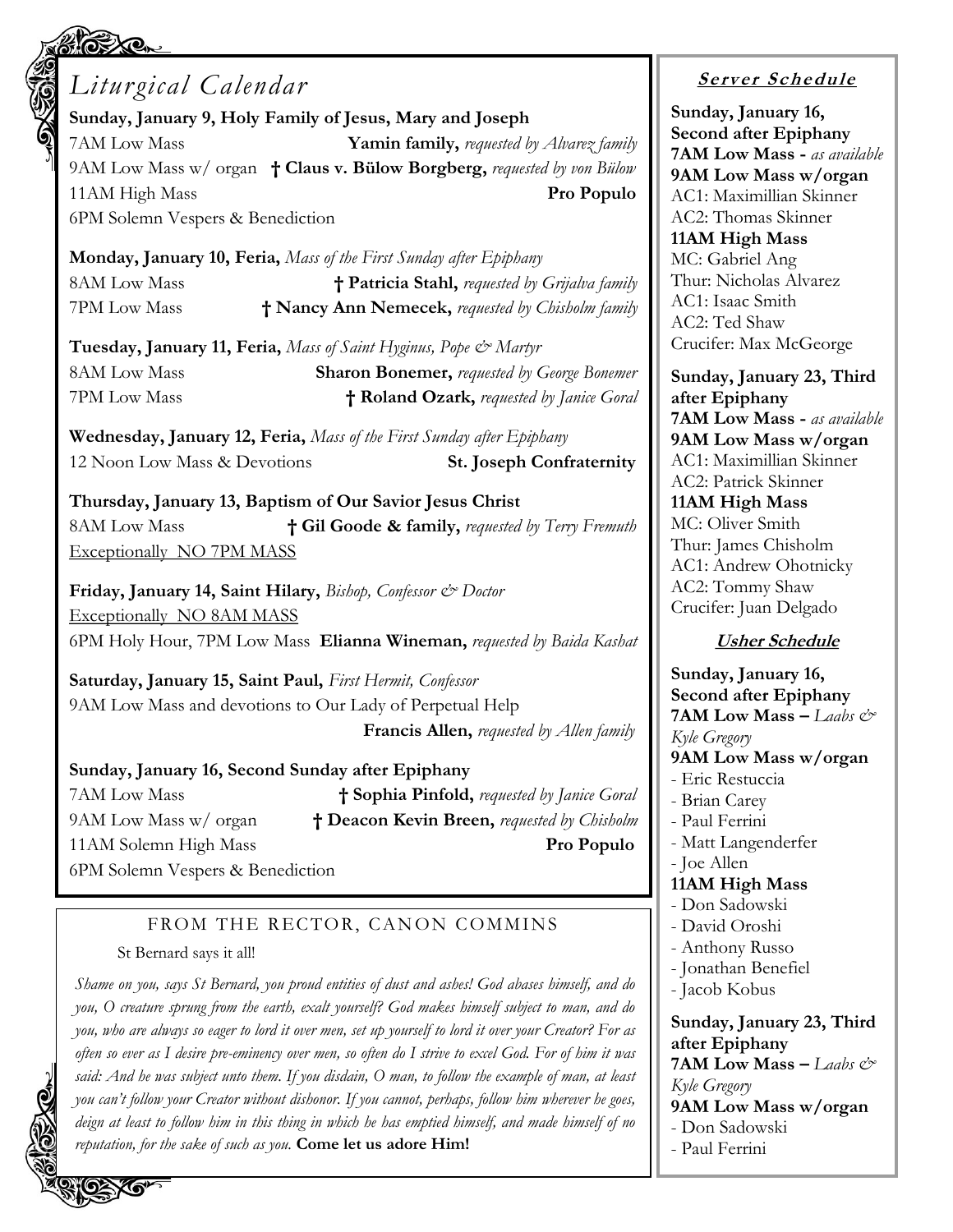## *Liturgical Calendar*

**Sunday, January 9, Holy Family of Jesus, Mary and Joseph**
7AM Low Mass **Yamin family,** *requested by Alvarez family*
9AM Low Mass w/ organ **† Claus v. Bülow Borgberg,** *requested by von Bülow*
11AM High Mass **Pro Populo**
6PM Solemn Vespers & Benediction

**Monday, January 10, Feria,** *Mass of the First Sunday after Epiphany*
8AM Low Mass **† Patricia Stahl,** *requested by Grijalva family*
7PM Low Mass **† Nancy Ann Nemecek,** *requested by Chisholm family*

**Tuesday, January 11, Feria,** *Mass of Saint Hyginus, Pope & Martyr*
8AM Low Mass **Sharon Bonemer,** *requested by George Bonemer*
7PM Low Mass **† Roland Ozark,** *requested by Janice Goral*

**Wednesday, January 12, Feria,** *Mass of the First Sunday after Epiphany*
12 Noon Low Mass & Devotions **St. Joseph Confraternity**

**Thursday, January 13, Baptism of Our Savior Jesus Christ**
8AM Low Mass **† Gil Goode & family,** *requested by Terry Fremuth*
Exceptionally NO 7PM MASS

**Friday, January 14, Saint Hilary,** *Bishop, Confessor & Doctor*
Exceptionally NO 8AM MASS
6PM Holy Hour, 7PM Low Mass **Elianna Wineman,** *requested by Baida Kashat*

**Saturday, January 15, Saint Paul,** *First Hermit, Confessor*
9AM Low Mass and devotions to Our Lady of Perpetual Help
**Francis Allen,** *requested by Allen family*

**Sunday, January 16, Second Sunday after Epiphany**
7AM Low Mass **† Sophia Pinfold,** *requested by Janice Goral*
9AM Low Mass w/ organ **† Deacon Kevin Breen,** *requested by Chisholm*
11AM Solemn High Mass **Pro Populo**
6PM Solemn Vespers & Benediction

## FROM THE RECTOR, CANON COMMINS

St Bernard says it all!

*Shame on you, says St Bernard, you proud entities of dust and ashes! God abases himself, and do you, O creature sprung from the earth, exalt yourself? God makes himself subject to man, and do you, who are always so eager to lord it over men, set up yourself to lord it over your Creator? For as often so ever as I desire pre-eminency over men, so often do I strive to excel God. For of him it was said: And he was subject unto them. If you disdain, O man, to follow the example of man, at least you can't follow your Creator without dishonor. If you cannot, perhaps, follow him wherever he goes, deign at least to follow him in this thing in which he has emptied himself, and made himself of no reputation, for the sake of such as you.* **Come let us adore Him!**

## Server Schedule

**Sunday, January 16, Second after Epiphany**
**7AM Low Mass -** *as available*
**9AM Low Mass w/organ**
AC1: Maximillian Skinner
AC2: Thomas Skinner
**11AM High Mass**
MC: Gabriel Ang
Thur: Nicholas Alvarez
AC1: Isaac Smith
AC2: Ted Shaw
Crucifer: Max McGeorge

**Sunday, January 23, Third after Epiphany**
**7AM Low Mass -** *as available*
**9AM Low Mass w/organ**
AC1: Maximillian Skinner
AC2: Patrick Skinner
**11AM High Mass**
MC: Oliver Smith
Thur: James Chisholm
AC1: Andrew Ohotnicky
AC2: Tommy Shaw
Crucifer: Juan Delgado

## Usher Schedule

**Sunday, January 16, Second after Epiphany**
**7AM Low Mass –** *Laabs & Kyle Gregory*
**9AM Low Mass w/organ**
- Eric Restuccia
- Brian Carey
- Paul Ferrini
- Matt Langenderfer
- Joe Allen

**11AM High Mass**
- Don Sadowski
- David Oroshi
- Anthony Russo
- Jonathan Benefiel
- Jacob Kobus

**Sunday, January 23, Third after Epiphany**
**7AM Low Mass –** *Laabs & Kyle Gregory*
**9AM Low Mass w/organ**
- Don Sadowski
- Paul Ferrini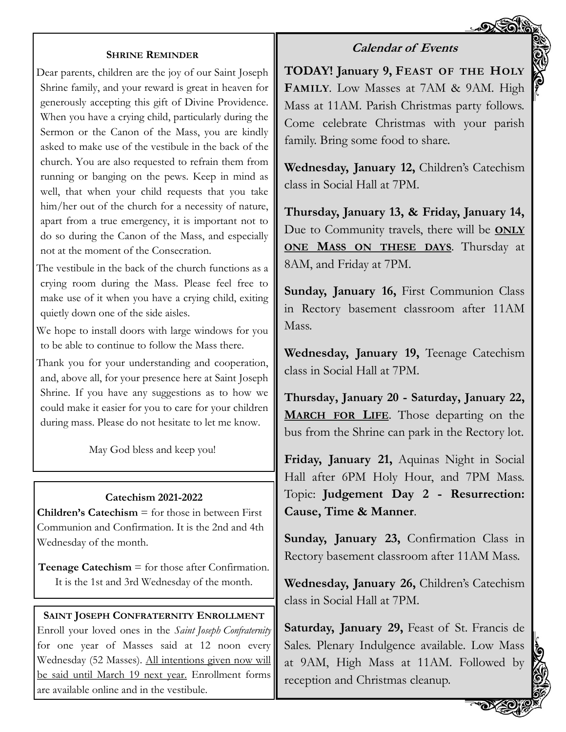## SHRINE REMINDER

Dear parents, children are the joy of our Saint Joseph Shrine family, and your reward is great in heaven for generously accepting this gift of Divine Providence. When you have a crying child, particularly during the Sermon or the Canon of the Mass, you are kindly asked to make use of the vestibule in the back of the church. You are also requested to refrain them from running or banging on the pews. Keep in mind as well, that when your child requests that you take him/her out of the church for a necessity of nature, apart from a true emergency, it is important not to do so during the Canon of the Mass, and especially not at the moment of the Consecration.

The vestibule in the back of the church functions as a crying room during the Mass. Please feel free to make use of it when you have a crying child, exiting quietly down one of the side aisles.

We hope to install doors with large windows for you to be able to continue to follow the Mass there.

Thank you for your understanding and cooperation, and, above all, for your presence here at Saint Joseph Shrine. If you have any suggestions as to how we could make it easier for you to care for your children during mass. Please do not hesitate to let me know.

May God bless and keep you!

## Catechism 2021-2022

**Children's Catechism** = for those in between First Communion and Confirmation. It is the 2nd and 4th Wednesday of the month.

**Teenage Catechism** = for those after Confirmation. It is the 1st and 3rd Wednesday of the month.

## SAINT JOSEPH CONFRATERNITY ENROLLMENT

Enroll your loved ones in the *Saint Joseph Confraternity* for one year of Masses said at 12 noon every Wednesday (52 Masses). <u>All intentions given now will be said until March 19 next year.</u> Enrollment forms are available online and in the vestibule.

## *Calendar of Events*

**TODAY! January 9, FEAST OF THE HOLY FAMILY**. Low Masses at 7AM & 9AM. High Mass at 11AM. Parish Christmas party follows. Come celebrate Christmas with your parish family. Bring some food to share.

**Wednesday, January 12,** Children's Catechism class in Social Hall at 7PM.

**Thursday, January 13, & Friday, January 14,** Due to Community travels, there will be **<u>ONLY ONE MASS ON THESE DAYS</u>**. Thursday at 8AM, and Friday at 7PM.

**Sunday, January 16,** First Communion Class in Rectory basement classroom after 11AM Mass.

**Wednesday, January 19,** Teenage Catechism class in Social Hall at 7PM.

**Thursday, January 20 - Saturday, January 22,** **<u>MARCH FOR LIFE</u>**. Those departing on the bus from the Shrine can park in the Rectory lot.

**Friday, January 21,** Aquinas Night in Social Hall after 6PM Holy Hour, and 7PM Mass. Topic: **Judgement Day 2 - Resurrection: Cause, Time & Manner**.

**Sunday, January 23,** Confirmation Class in Rectory basement classroom after 11AM Mass.

**Wednesday, January 26,** Children's Catechism class in Social Hall at 7PM.

**Saturday, January 29,** Feast of St. Francis de Sales. Plenary Indulgence available. Low Mass at 9AM, High Mass at 11AM. Followed by reception and Christmas cleanup.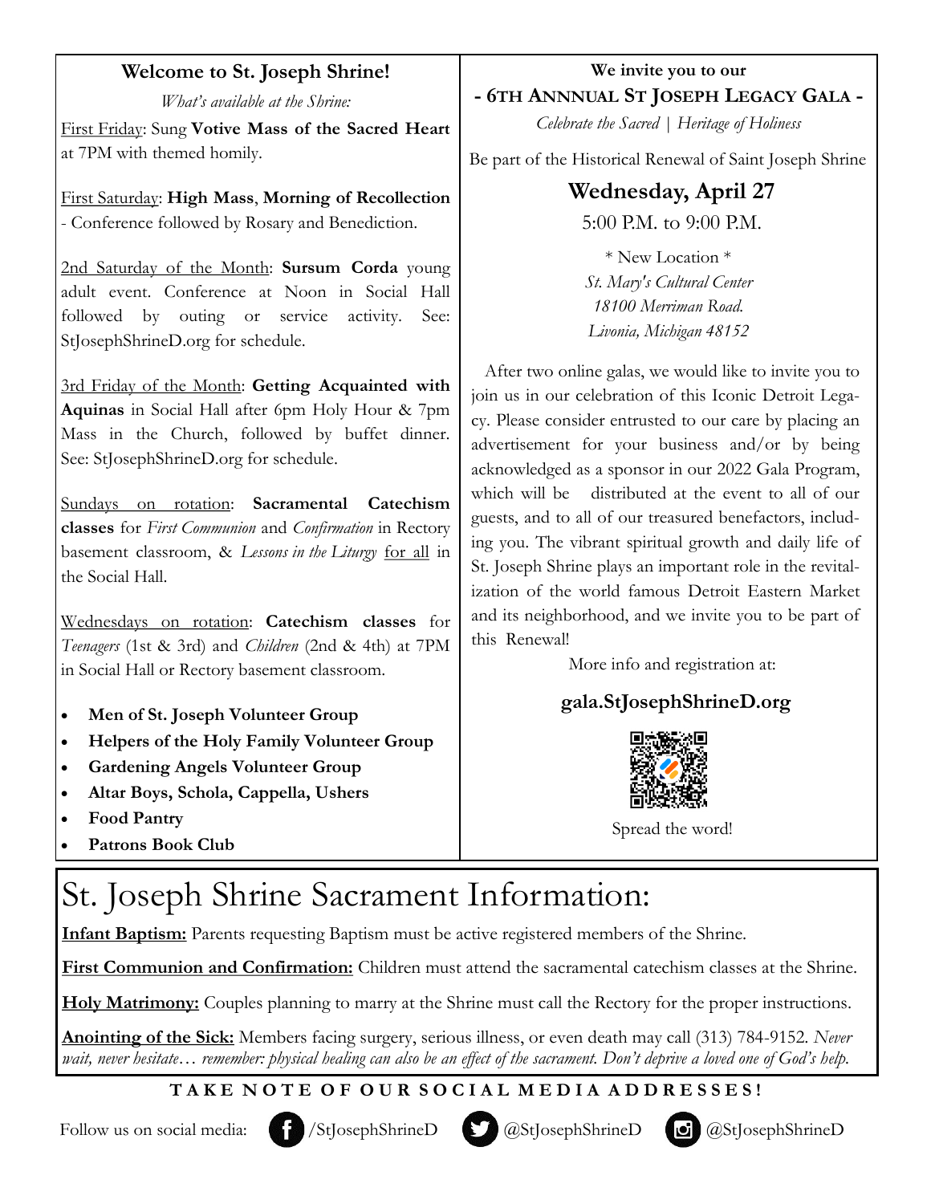## Welcome to St. Joseph Shrine!

*What's available at the Shrine:*

First Friday: Sung **Votive Mass of the Sacred Heart** at 7PM with themed homily.

First Saturday: **High Mass**, **Morning of Recollection** - Conference followed by Rosary and Benediction.

2nd Saturday of the Month: **Sursum Corda** young adult event. Conference at Noon in Social Hall followed by outing or service activity. See: StJosephShrineD.org for schedule.

3rd Friday of the Month: **Getting Acquainted with Aquinas** in Social Hall after 6pm Holy Hour & 7pm Mass in the Church, followed by buffet dinner. See: StJosephShrineD.org for schedule.

Sundays on rotation: **Sacramental Catechism classes** for *First Communion* and *Confirmation* in Rectory basement classroom, & *Lessons in the Liturgy* for all in the Social Hall.

Wednesdays on rotation: **Catechism classes** for *Teenagers* (1st & 3rd) and *Children* (2nd & 4th) at 7PM in Social Hall or Rectory basement classroom.

- **Men of St. Joseph Volunteer Group**
- **Helpers of the Holy Family Volunteer Group**
- **Gardening Angels Volunteer Group**
- **Altar Boys, Schola, Cappella, Ushers**
- **Food Pantry**
- **Patrons Book Club**

**We invite you to our**

## - 6TH ANNNUAL ST JOSEPH LEGACY GALA -

*Celebrate the Sacred | Heritage of Holiness*

Be part of the Historical Renewal of Saint Joseph Shrine

### Wednesday, April 27

5:00 P.M. to 9:00 P.M.

\* New Location \*

*St. Mary's Cultural Center*
*18100 Merriman Road.*
*Livonia, Michigan 48152*

After two online galas, we would like to invite you to join us in our celebration of this Iconic Detroit Legacy. Please consider entrusted to our care by placing an advertisement for your business and/or by being acknowledged as a sponsor in our 2022 Gala Program, which will be distributed at the event to all of our guests, and to all of our treasured benefactors, including you. The vibrant spiritual growth and daily life of St. Joseph Shrine plays an important role in the revitalization of the world famous Detroit Eastern Market and its neighborhood, and we invite you to be part of this Renewal!

More info and registration at:

**gala.StJosephShrineD.org**

Spread the word!

# St. Joseph Shrine Sacrament Information:

**Infant Baptism:** Parents requesting Baptism must be active registered members of the Shrine.

**First Communion and Confirmation:** Children must attend the sacramental catechism classes at the Shrine.

**Holy Matrimony:** Couples planning to marry at the Shrine must call the Rectory for the proper instructions.

**Anointing of the Sick:** Members facing surgery, serious illness, or even death may call (313) 784-9152. *Never wait, never hesitate… remember: physical healing can also be an effect of the sacrament. Don't deprive a loved one of God's help.*

**TAKE NOTE OF OUR SOCIAL MEDIA ADDRESSES!**

Follow us on social media: /StJosephShrineD @StJosephShrineD @StJosephShrineD